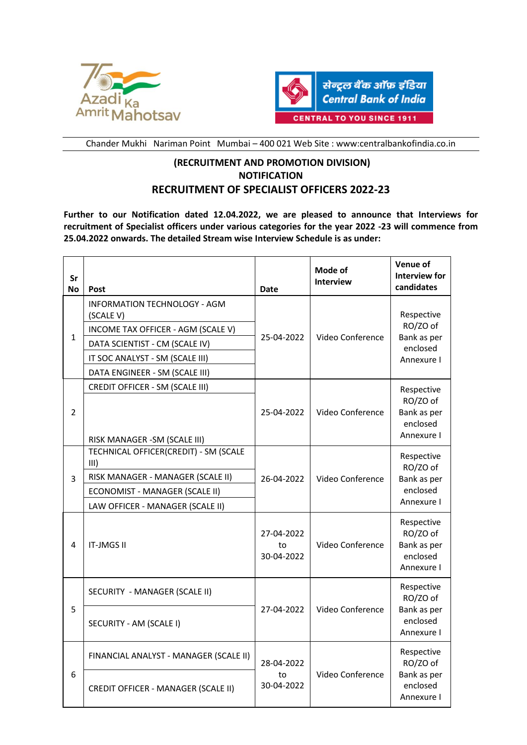Chander Mukhi Nariman Point Mumbai – 400 021 Web Site : www:centralbankofindia.co.in

## (RECRUITMENT AND PROMOTION DIVISION)
## NOTIFICATION
## RECRUITMENT OF SPECIALIST OFFICERS 2022-23

**Further to our Notification dated 12.04.2022, we are pleased to announce that Interviews for recruitment of Specialist officers under various categories for the year 2022 -23 will commence from 25.04.2022 onwards. The detailed Stream wise Interview Schedule is as under:**

| Sr No | Post | Date | Mode of Interview | Venue of Interview for candidates |
|---|---|---|---|---|
| 1 | INFORMATION TECHNOLOGY - AGM (SCALE V)<br>INCOME TAX OFFICER - AGM (SCALE V)<br>DATA SCIENTIST - CM (SCALE IV)<br>IT SOC ANALYST - SM (SCALE III)<br>DATA ENGINEER - SM (SCALE III) | 25-04-2022 | Video Conference | Respective RO/ZO of Bank as per enclosed Annexure I |
| 2 | CREDIT OFFICER - SM (SCALE III)<br>RISK MANAGER -SM (SCALE III) | 25-04-2022 | Video Conference | Respective RO/ZO of Bank as per enclosed Annexure I |
| 3 | TECHNICAL OFFICER(CREDIT) - SM (SCALE III)<br>RISK MANAGER - MANAGER (SCALE II)<br>ECONOMIST - MANAGER (SCALE II)<br>LAW OFFICER - MANAGER (SCALE II) | 26-04-2022 | Video Conference | Respective RO/ZO of Bank as per enclosed Annexure I |
| 4 | IT-JMGS II | 27-04-2022 to 30-04-2022 | Video Conference | Respective RO/ZO of Bank as per enclosed Annexure I |
| 5 | SECURITY - MANAGER (SCALE II)<br>SECURITY - AM (SCALE I) | 27-04-2022 | Video Conference | Respective RO/ZO of Bank as per enclosed Annexure I |
| 6 | FINANCIAL ANALYST - MANAGER (SCALE II)<br>CREDIT OFFICER - MANAGER (SCALE II) | 28-04-2022 to 30-04-2022 | Video Conference | Respective RO/ZO of Bank as per enclosed Annexure I |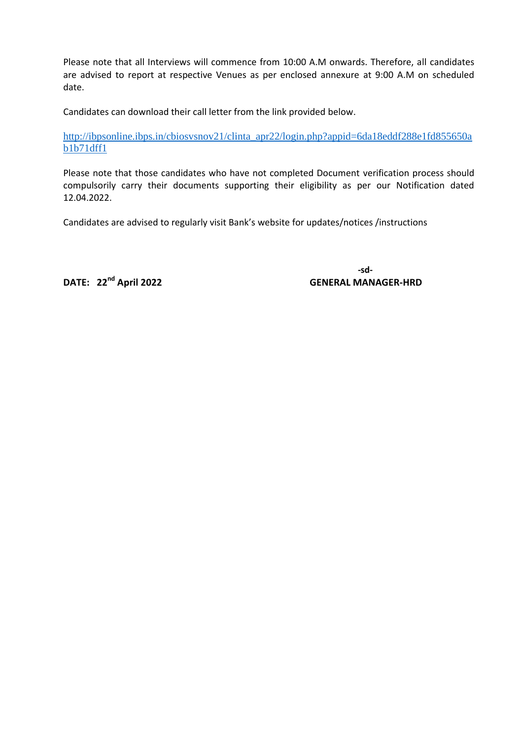Please note that all Interviews will commence from 10:00 A.M onwards. Therefore, all candidates are advised to report at respective Venues as per enclosed annexure at 9:00 A.M on scheduled date.

Candidates can download their call letter from the link provided below.

http://ibpsonline.ibps.in/cbiosvsnov21/clinta_apr22/login.php?appid=6da18eddf288e1fd855650ab1b71dff1

Please note that those candidates who have not completed Document verification process should compulsorily carry their documents supporting their eligibility as per our Notification dated 12.04.2022.

Candidates are advised to regularly visit Bank's website for updates/notices /instructions

**-sd-**

**DATE: 22nd April 2022** **GENERAL MANAGER-HRD**